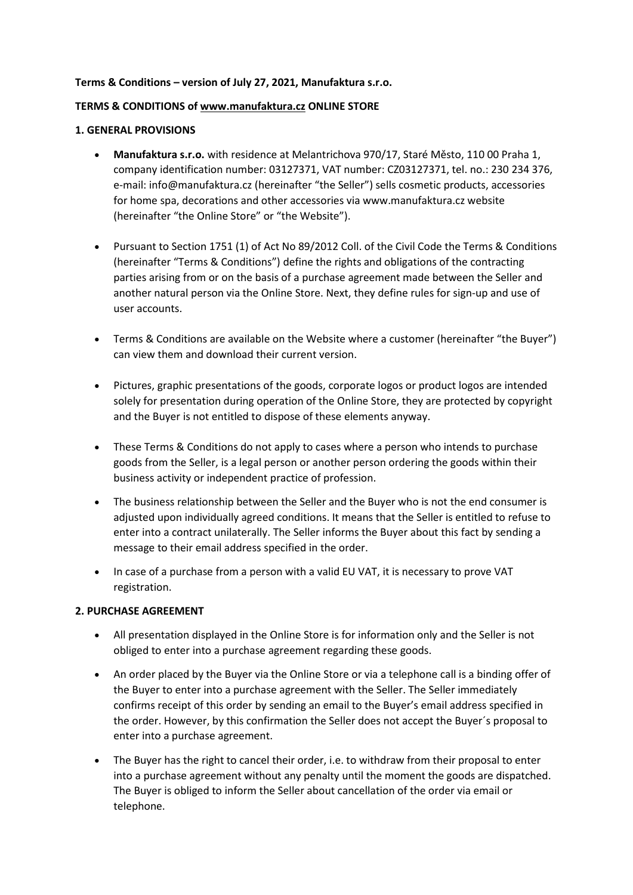**Terms & Conditions – version of July 27, 2021, Manufaktura s.r.o.**

**TERMS & CONDITIONS of www.manufaktura.cz ONLINE STORE**

**1. GENERAL PROVISIONS**

- **Manufaktura s.r.o.** with residence at Melantrichova 970/17, Staré Město, 110 00 Praha 1, company identification number: 03127371, VAT number: CZ03127371, tel. no.: 230 234 376, e-mail: info@manufaktura.cz (hereinafter "the Seller") sells cosmetic products, accessories for home spa, decorations and other accessories via www.manufaktura.cz website (hereinafter "the Online Store" or "the Website").

- Pursuant to Section 1751 (1) of Act No 89/2012 Coll. of the Civil Code the Terms & Conditions (hereinafter "Terms & Conditions") define the rights and obligations of the contracting parties arising from or on the basis of a purchase agreement made between the Seller and another natural person via the Online Store. Next, they define rules for sign-up and use of user accounts.

- Terms & Conditions are available on the Website where a customer (hereinafter "the Buyer") can view them and download their current version.

- Pictures, graphic presentations of the goods, corporate logos or product logos are intended solely for presentation during operation of the Online Store, they are protected by copyright and the Buyer is not entitled to dispose of these elements anyway.

- These Terms & Conditions do not apply to cases where a person who intends to purchase goods from the Seller, is a legal person or another person ordering the goods within their business activity or independent practice of profession.

- The business relationship between the Seller and the Buyer who is not the end consumer is adjusted upon individually agreed conditions. It means that the Seller is entitled to refuse to enter into a contract unilaterally. The Seller informs the Buyer about this fact by sending a message to their email address specified in the order.

- In case of a purchase from a person with a valid EU VAT, it is necessary to prove VAT registration.

**2. PURCHASE AGREEMENT**

- All presentation displayed in the Online Store is for information only and the Seller is not obliged to enter into a purchase agreement regarding these goods.

- An order placed by the Buyer via the Online Store or via a telephone call is a binding offer of the Buyer to enter into a purchase agreement with the Seller. The Seller immediately confirms receipt of this order by sending an email to the Buyer's email address specified in the order. However, by this confirmation the Seller does not accept the Buyer´s proposal to enter into a purchase agreement.

- The Buyer has the right to cancel their order, i.e. to withdraw from their proposal to enter into a purchase agreement without any penalty until the moment the goods are dispatched. The Buyer is obliged to inform the Seller about cancellation of the order via email or telephone.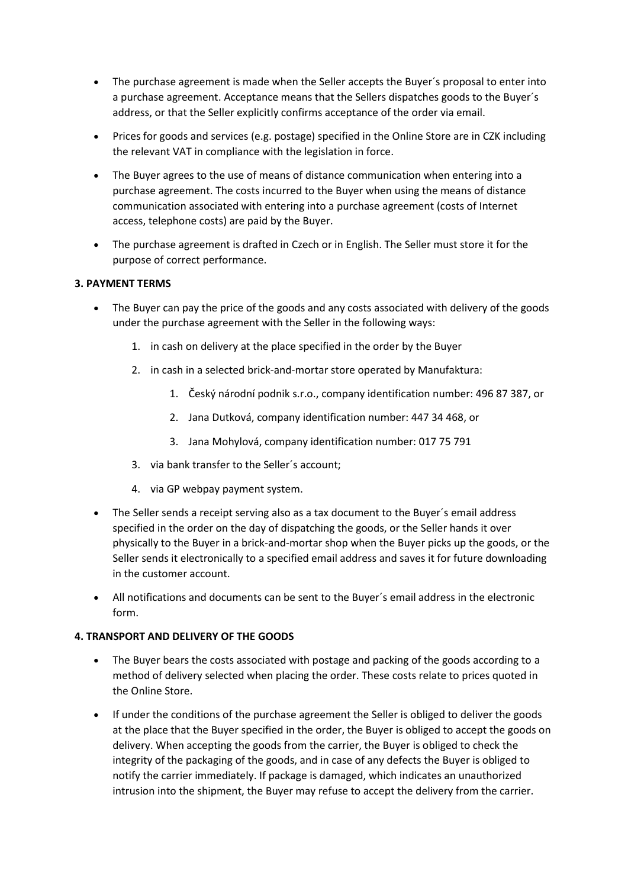- The purchase agreement is made when the Seller accepts the Buyer´s proposal to enter into a purchase agreement. Acceptance means that the Sellers dispatches goods to the Buyer´s address, or that the Seller explicitly confirms acceptance of the order via email.
- Prices for goods and services (e.g. postage) specified in the Online Store are in CZK including the relevant VAT in compliance with the legislation in force.
- The Buyer agrees to the use of means of distance communication when entering into a purchase agreement. The costs incurred to the Buyer when using the means of distance communication associated with entering into a purchase agreement (costs of Internet access, telephone costs) are paid by the Buyer.
- The purchase agreement is drafted in Czech or in English. The Seller must store it for the purpose of correct performance.

**3. PAYMENT TERMS**

- The Buyer can pay the price of the goods and any costs associated with delivery of the goods under the purchase agreement with the Seller in the following ways:
    1. in cash on delivery at the place specified in the order by the Buyer
    2. in cash in a selected brick-and-mortar store operated by Manufaktura:
        1. Český národní podnik s.r.o., company identification number: 496 87 387, or
        2. Jana Dutková, company identification number: 447 34 468, or
        3. Jana Mohylová, company identification number: 017 75 791
    3. via bank transfer to the Seller´s account;
    4. via GP webpay payment system.
- The Seller sends a receipt serving also as a tax document to the Buyer´s email address specified in the order on the day of dispatching the goods, or the Seller hands it over physically to the Buyer in a brick-and-mortar shop when the Buyer picks up the goods, or the Seller sends it electronically to a specified email address and saves it for future downloading in the customer account.
- All notifications and documents can be sent to the Buyer´s email address in the electronic form.

**4. TRANSPORT AND DELIVERY OF THE GOODS**

- The Buyer bears the costs associated with postage and packing of the goods according to a method of delivery selected when placing the order. These costs relate to prices quoted in the Online Store.
- If under the conditions of the purchase agreement the Seller is obliged to deliver the goods at the place that the Buyer specified in the order, the Buyer is obliged to accept the goods on delivery. When accepting the goods from the carrier, the Buyer is obliged to check the integrity of the packaging of the goods, and in case of any defects the Buyer is obliged to notify the carrier immediately. If package is damaged, which indicates an unauthorized intrusion into the shipment, the Buyer may refuse to accept the delivery from the carrier.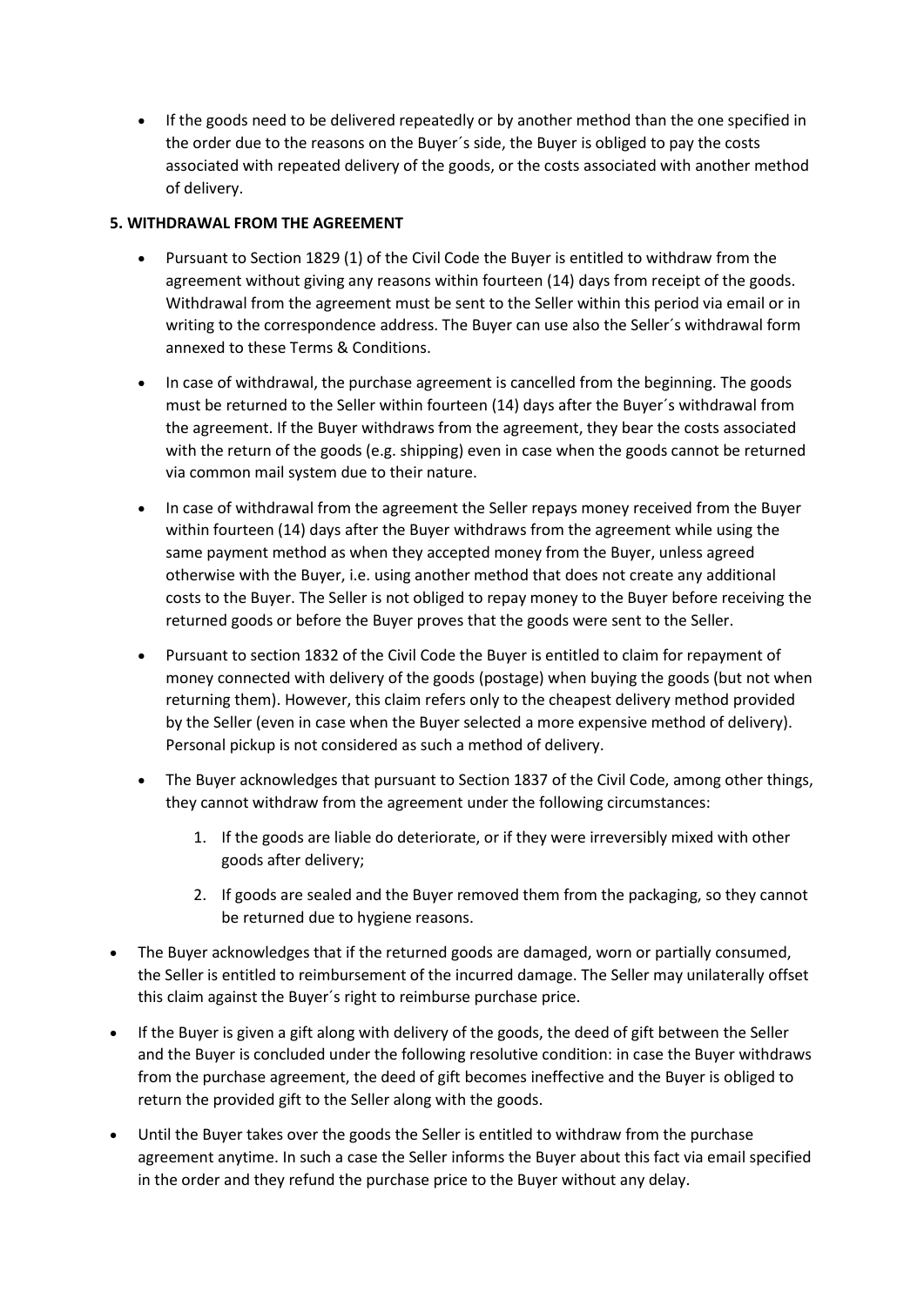- If the goods need to be delivered repeatedly or by another method than the one specified in the order due to the reasons on the Buyer´s side, the Buyer is obliged to pay the costs associated with repeated delivery of the goods, or the costs associated with another method of delivery.

**5. WITHDRAWAL FROM THE AGREEMENT**

- Pursuant to Section 1829 (1) of the Civil Code the Buyer is entitled to withdraw from the agreement without giving any reasons within fourteen (14) days from receipt of the goods. Withdrawal from the agreement must be sent to the Seller within this period via email or in writing to the correspondence address. The Buyer can use also the Seller´s withdrawal form annexed to these Terms & Conditions.
- In case of withdrawal, the purchase agreement is cancelled from the beginning. The goods must be returned to the Seller within fourteen (14) days after the Buyer´s withdrawal from the agreement. If the Buyer withdraws from the agreement, they bear the costs associated with the return of the goods (e.g. shipping) even in case when the goods cannot be returned via common mail system due to their nature.
- In case of withdrawal from the agreement the Seller repays money received from the Buyer within fourteen (14) days after the Buyer withdraws from the agreement while using the same payment method as when they accepted money from the Buyer, unless agreed otherwise with the Buyer, i.e. using another method that does not create any additional costs to the Buyer. The Seller is not obliged to repay money to the Buyer before receiving the returned goods or before the Buyer proves that the goods were sent to the Seller.
- Pursuant to section 1832 of the Civil Code the Buyer is entitled to claim for repayment of money connected with delivery of the goods (postage) when buying the goods (but not when returning them). However, this claim refers only to the cheapest delivery method provided by the Seller (even in case when the Buyer selected a more expensive method of delivery). Personal pickup is not considered as such a method of delivery.
- The Buyer acknowledges that pursuant to Section 1837 of the Civil Code, among other things, they cannot withdraw from the agreement under the following circumstances:
  1. If the goods are liable do deteriorate, or if they were irreversibly mixed with other goods after delivery;
  2. If goods are sealed and the Buyer removed them from the packaging, so they cannot be returned due to hygiene reasons.
- The Buyer acknowledges that if the returned goods are damaged, worn or partially consumed, the Seller is entitled to reimbursement of the incurred damage. The Seller may unilaterally offset this claim against the Buyer´s right to reimburse purchase price.
- If the Buyer is given a gift along with delivery of the goods, the deed of gift between the Seller and the Buyer is concluded under the following resolutive condition: in case the Buyer withdraws from the purchase agreement, the deed of gift becomes ineffective and the Buyer is obliged to return the provided gift to the Seller along with the goods.
- Until the Buyer takes over the goods the Seller is entitled to withdraw from the purchase agreement anytime. In such a case the Seller informs the Buyer about this fact via email specified in the order and they refund the purchase price to the Buyer without any delay.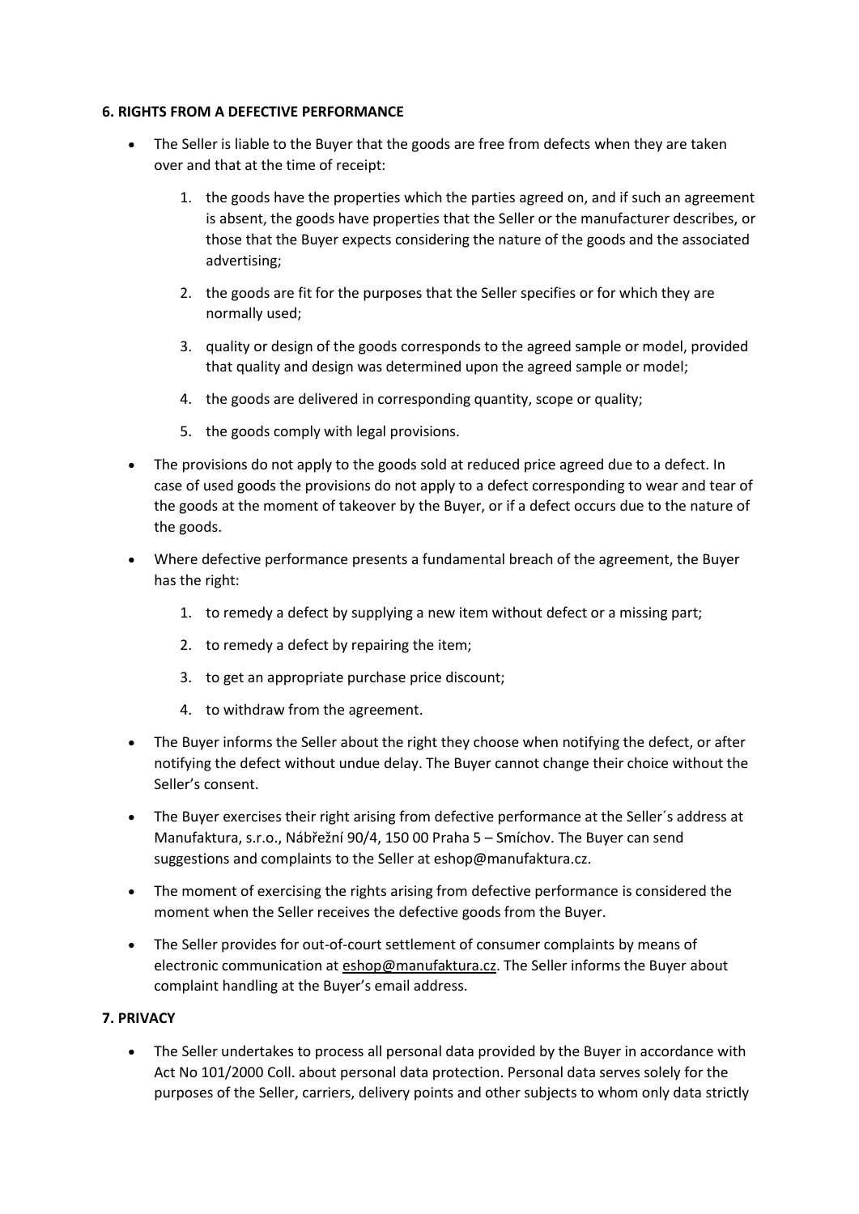**6. RIGHTS FROM A DEFECTIVE PERFORMANCE**

- The Seller is liable to the Buyer that the goods are free from defects when they are taken over and that at the time of receipt:
    1. the goods have the properties which the parties agreed on, and if such an agreement is absent, the goods have properties that the Seller or the manufacturer describes, or those that the Buyer expects considering the nature of the goods and the associated advertising;
    2. the goods are fit for the purposes that the Seller specifies or for which they are normally used;
    3. quality or design of the goods corresponds to the agreed sample or model, provided that quality and design was determined upon the agreed sample or model;
    4. the goods are delivered in corresponding quantity, scope or quality;
    5. the goods comply with legal provisions.
- The provisions do not apply to the goods sold at reduced price agreed due to a defect. In case of used goods the provisions do not apply to a defect corresponding to wear and tear of the goods at the moment of takeover by the Buyer, or if a defect occurs due to the nature of the goods.
- Where defective performance presents a fundamental breach of the agreement, the Buyer has the right:
    1. to remedy a defect by supplying a new item without defect or a missing part;
    2. to remedy a defect by repairing the item;
    3. to get an appropriate purchase price discount;
    4. to withdraw from the agreement.
- The Buyer informs the Seller about the right they choose when notifying the defect, or after notifying the defect without undue delay. The Buyer cannot change their choice without the Seller's consent.
- The Buyer exercises their right arising from defective performance at the Seller´s address at Manufaktura, s.r.o., Nábřežní 90/4, 150 00 Praha 5 – Smíchov. The Buyer can send suggestions and complaints to the Seller at eshop@manufaktura.cz.
- The moment of exercising the rights arising from defective performance is considered the moment when the Seller receives the defective goods from the Buyer.
- The Seller provides for out-of-court settlement of consumer complaints by means of electronic communication at eshop@manufaktura.cz. The Seller informs the Buyer about complaint handling at the Buyer's email address.

**7. PRIVACY**

- The Seller undertakes to process all personal data provided by the Buyer in accordance with Act No 101/2000 Coll. about personal data protection. Personal data serves solely for the purposes of the Seller, carriers, delivery points and other subjects to whom only data strictly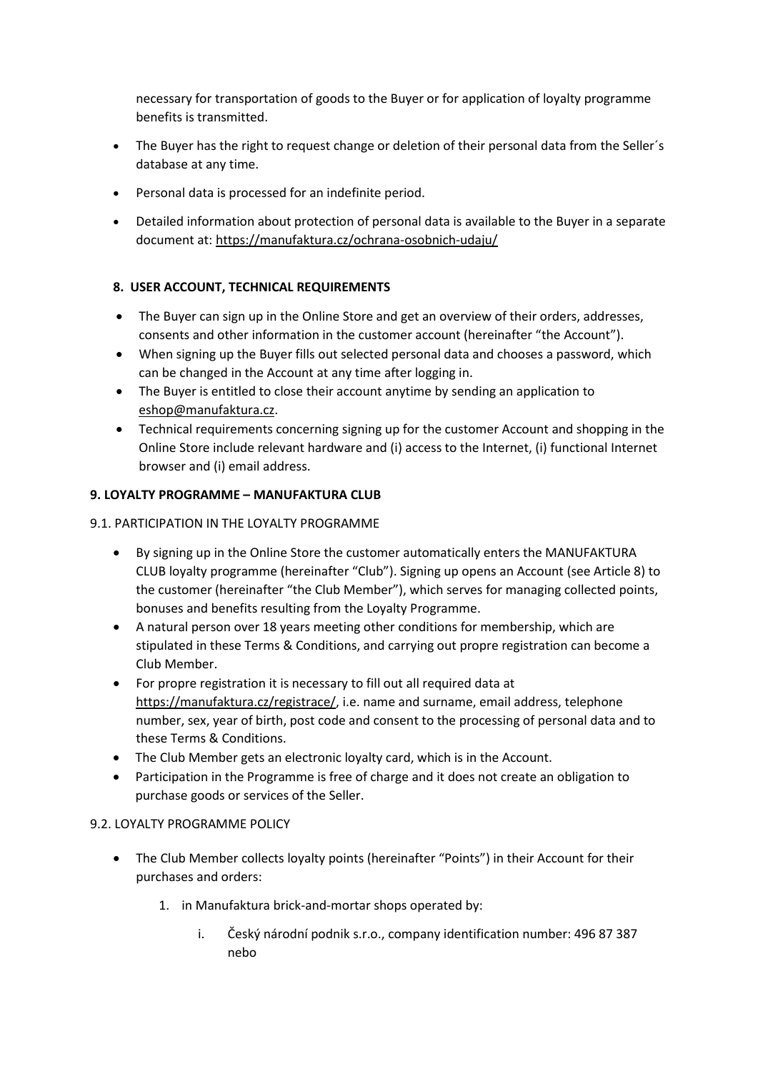necessary for transportation of goods to the Buyer or for application of loyalty programme benefits is transmitted.

- The Buyer has the right to request change or deletion of their personal data from the Seller´s database at any time.
- Personal data is processed for an indefinite period.
- Detailed information about protection of personal data is available to the Buyer in a separate document at: https://manufaktura.cz/ochrana-osobnich-udaju/

## 8. USER ACCOUNT, TECHNICAL REQUIREMENTS

- The Buyer can sign up in the Online Store and get an overview of their orders, addresses, consents and other information in the customer account (hereinafter "the Account").
- When signing up the Buyer fills out selected personal data and chooses a password, which can be changed in the Account at any time after logging in.
- The Buyer is entitled to close their account anytime by sending an application to eshop@manufaktura.cz.
- Technical requirements concerning signing up for the customer Account and shopping in the Online Store include relevant hardware and (i) access to the Internet, (i) functional Internet browser and (i) email address.

## 9. LOYALTY PROGRAMME – MANUFAKTURA CLUB

### 9.1. PARTICIPATION IN THE LOYALTY PROGRAMME

- By signing up in the Online Store the customer automatically enters the MANUFAKTURA CLUB loyalty programme (hereinafter "Club"). Signing up opens an Account (see Article 8) to the customer (hereinafter "the Club Member"), which serves for managing collected points, bonuses and benefits resulting from the Loyalty Programme.
- A natural person over 18 years meeting other conditions for membership, which are stipulated in these Terms & Conditions, and carrying out propre registration can become a Club Member.
- For propre registration it is necessary to fill out all required data at https://manufaktura.cz/registrace/, i.e. name and surname, email address, telephone number, sex, year of birth, post code and consent to the processing of personal data and to these Terms & Conditions.
- The Club Member gets an electronic loyalty card, which is in the Account.
- Participation in the Programme is free of charge and it does not create an obligation to purchase goods or services of the Seller.

### 9.2. LOYALTY PROGRAMME POLICY

- The Club Member collects loyalty points (hereinafter "Points") in their Account for their purchases and orders:
    1. in Manufaktura brick-and-mortar shops operated by:
        i. Český národní podnik s.r.o., company identification number: 496 87 387 nebo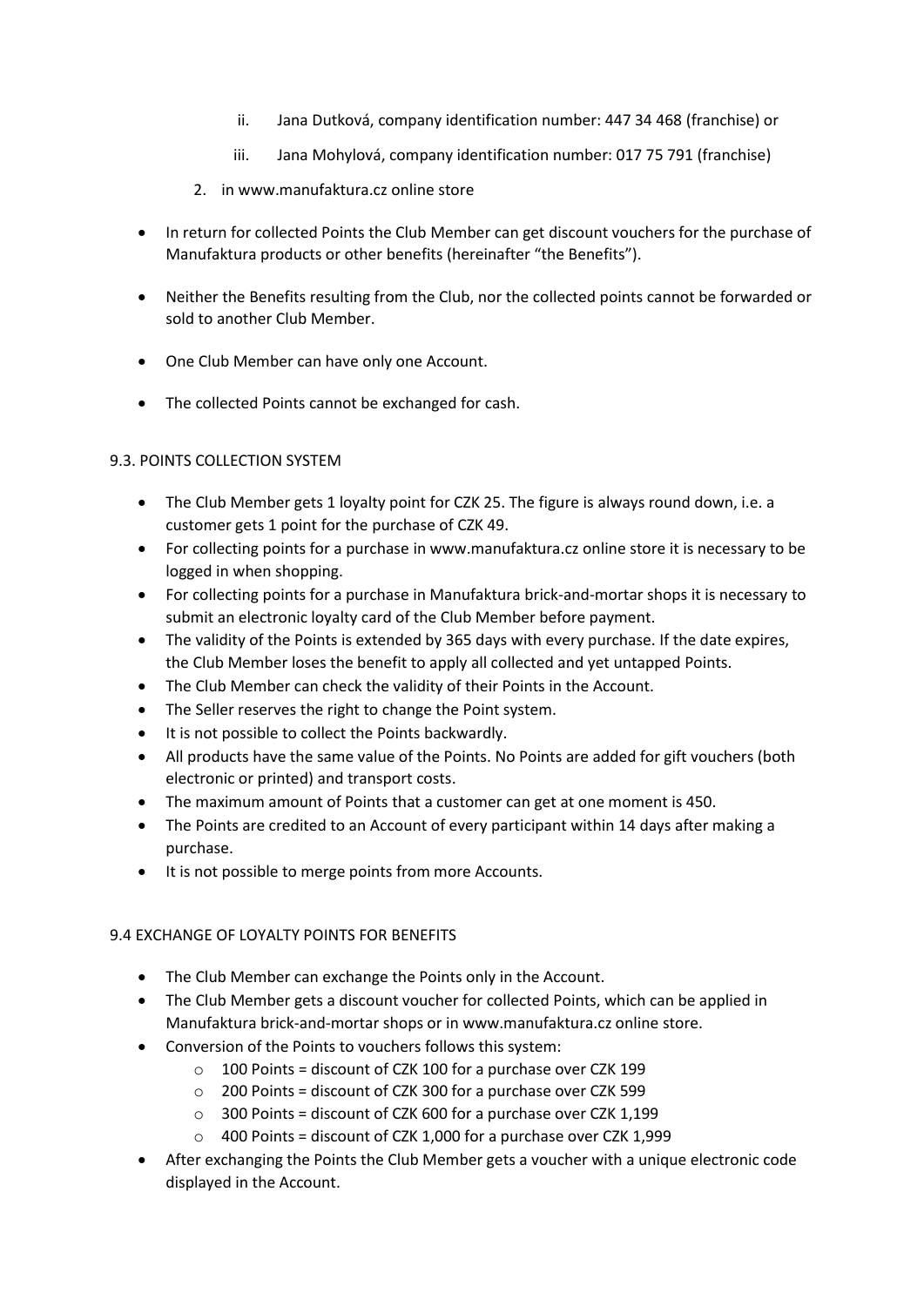- ii. Jana Dutková, company identification number: 447 34 468 (franchise) or
   - iii. Jana Mohylová, company identification number: 017 75 791 (franchise)
2. in www.manufaktura.cz online store

- In return for collected Points the Club Member can get discount vouchers for the purchase of Manufaktura products or other benefits (hereinafter "the Benefits").
- Neither the Benefits resulting from the Club, nor the collected points cannot be forwarded or sold to another Club Member.
- One Club Member can have only one Account.
- The collected Points cannot be exchanged for cash.

9.3. POINTS COLLECTION SYSTEM

- The Club Member gets 1 loyalty point for CZK 25. The figure is always round down, i.e. a customer gets 1 point for the purchase of CZK 49.
- For collecting points for a purchase in www.manufaktura.cz online store it is necessary to be logged in when shopping.
- For collecting points for a purchase in Manufaktura brick-and-mortar shops it is necessary to submit an electronic loyalty card of the Club Member before payment.
- The validity of the Points is extended by 365 days with every purchase. If the date expires, the Club Member loses the benefit to apply all collected and yet untapped Points.
- The Club Member can check the validity of their Points in the Account.
- The Seller reserves the right to change the Point system.
- It is not possible to collect the Points backwardly.
- All products have the same value of the Points. No Points are added for gift vouchers (both electronic or printed) and transport costs.
- The maximum amount of Points that a customer can get at one moment is 450.
- The Points are credited to an Account of every participant within 14 days after making a purchase.
- It is not possible to merge points from more Accounts.

9.4 EXCHANGE OF LOYALTY POINTS FOR BENEFITS

- The Club Member can exchange the Points only in the Account.
- The Club Member gets a discount voucher for collected Points, which can be applied in Manufaktura brick-and-mortar shops or in www.manufaktura.cz online store.
- Conversion of the Points to vouchers follows this system:
  - 100 Points = discount of CZK 100 for a purchase over CZK 199
  - 200 Points = discount of CZK 300 for a purchase over CZK 599
  - 300 Points = discount of CZK 600 for a purchase over CZK 1,199
  - 400 Points = discount of CZK 1,000 for a purchase over CZK 1,999
- After exchanging the Points the Club Member gets a voucher with a unique electronic code displayed in the Account.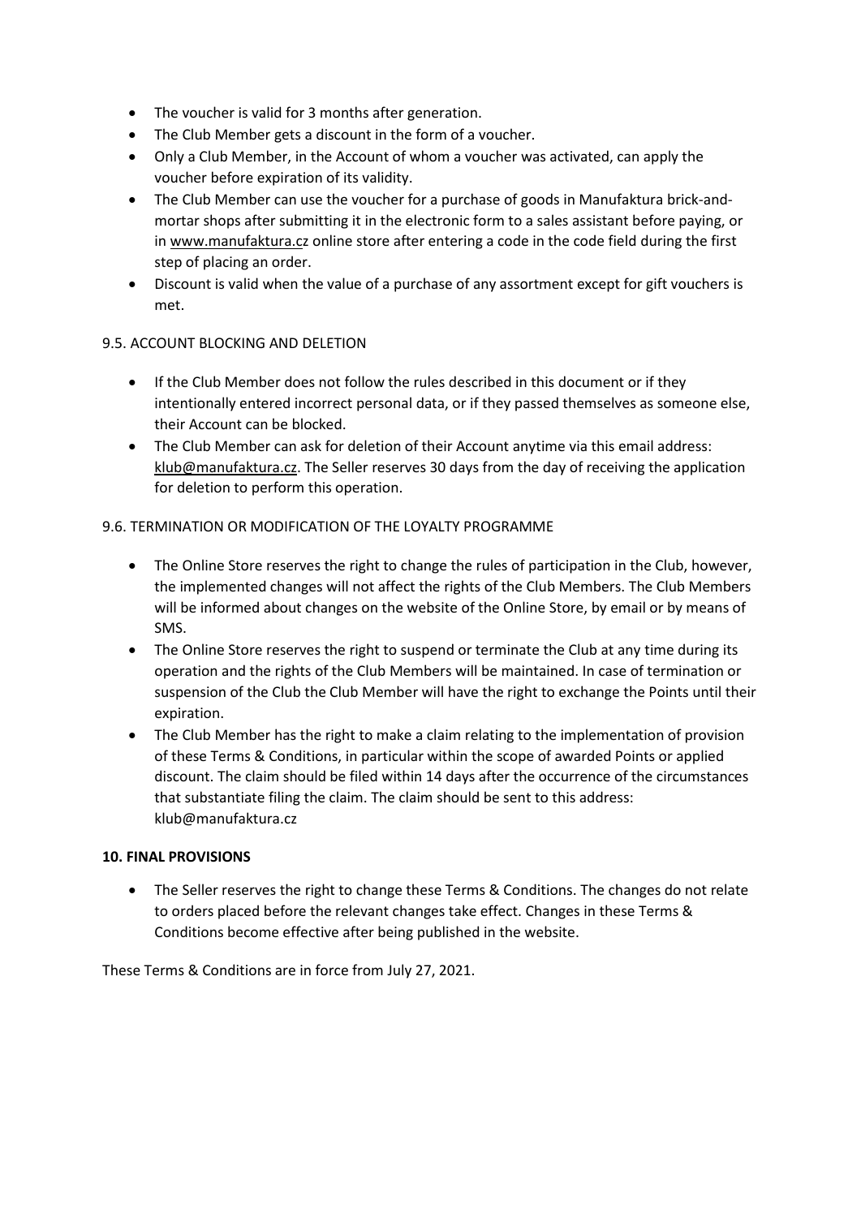- The voucher is valid for 3 months after generation.
- The Club Member gets a discount in the form of a voucher.
- Only a Club Member, in the Account of whom a voucher was activated, can apply the voucher before expiration of its validity.
- The Club Member can use the voucher for a purchase of goods in Manufaktura brick-and-mortar shops after submitting it in the electronic form to a sales assistant before paying, or in www.manufaktura.cz online store after entering a code in the code field during the first step of placing an order.
- Discount is valid when the value of a purchase of any assortment except for gift vouchers is met.

9.5. ACCOUNT BLOCKING AND DELETION

- If the Club Member does not follow the rules described in this document or if they intentionally entered incorrect personal data, or if they passed themselves as someone else, their Account can be blocked.
- The Club Member can ask for deletion of their Account anytime via this email address: klub@manufaktura.cz. The Seller reserves 30 days from the day of receiving the application for deletion to perform this operation.

9.6. TERMINATION OR MODIFICATION OF THE LOYALTY PROGRAMME

- The Online Store reserves the right to change the rules of participation in the Club, however, the implemented changes will not affect the rights of the Club Members. The Club Members will be informed about changes on the website of the Online Store, by email or by means of SMS.
- The Online Store reserves the right to suspend or terminate the Club at any time during its operation and the rights of the Club Members will be maintained. In case of termination or suspension of the Club the Club Member will have the right to exchange the Points until their expiration.
- The Club Member has the right to make a claim relating to the implementation of provision of these Terms & Conditions, in particular within the scope of awarded Points or applied discount. The claim should be filed within 14 days after the occurrence of the circumstances that substantiate filing the claim. The claim should be sent to this address: klub@manufaktura.cz

**10. FINAL PROVISIONS**

- The Seller reserves the right to change these Terms & Conditions. The changes do not relate to orders placed before the relevant changes take effect. Changes in these Terms & Conditions become effective after being published in the website.

These Terms & Conditions are in force from July 27, 2021.